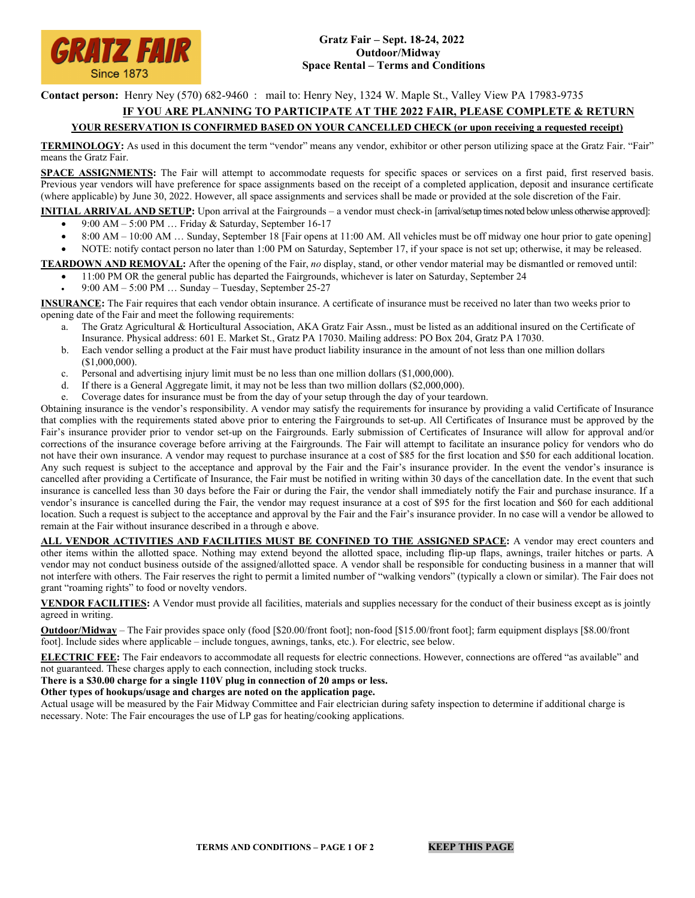GRATZ FAIR
Since 1873

# Gratz Fair – Sept. 18-24, 2022
## Outdoor/Midway
## Space Rental – Terms and Conditions

**Contact person:** Henry Ney (570) 682-9460 : mail to: Henry Ney, 1324 W. Maple St., Valley View PA 17983-9735

**IF YOU ARE PLANNING TO PARTICIPATE AT THE 2022 FAIR, PLEASE COMPLETE & RETURN**

**YOUR RESERVATION IS CONFIRMED BASED ON YOUR CANCELLED CHECK (or upon receiving a requested receipt)**

**TERMINOLOGY:** As used in this document the term "vendor" means any vendor, exhibitor or other person utilizing space at the Gratz Fair. "Fair" means the Gratz Fair.

**SPACE ASSIGNMENTS:** The Fair will attempt to accommodate requests for specific spaces or services on a first paid, first reserved basis. Previous year vendors will have preference for space assignments based on the receipt of a completed application, deposit and insurance certificate (where applicable) by June 30, 2022. However, all space assignments and services shall be made or provided at the sole discretion of the Fair.

**INITIAL ARRIVAL AND SETUP:** Upon arrival at the Fairgrounds – a vendor must check-in [arrival/setup times noted below unless otherwise approved]:

- 9:00 AM – 5:00 PM … Friday & Saturday, September 16-17
- 8:00 AM – 10:00 AM … Sunday, September 18 [Fair opens at 11:00 AM. All vehicles must be off midway one hour prior to gate opening]
- NOTE: notify contact person no later than 1:00 PM on Saturday, September 17, if your space is not set up; otherwise, it may be released.

**TEARDOWN AND REMOVAL:** After the opening of the Fair, *no* display, stand, or other vendor material may be dismantled or removed until:

- 11:00 PM OR the general public has departed the Fairgrounds, whichever is later on Saturday, September 24
- 9:00 AM – 5:00 PM … Sunday – Tuesday, September 25-27

**INSURANCE:** The Fair requires that each vendor obtain insurance. A certificate of insurance must be received no later than two weeks prior to opening date of the Fair and meet the following requirements:

a. The Gratz Agricultural & Horticultural Association, AKA Gratz Fair Assn., must be listed as an additional insured on the Certificate of Insurance. Physical address: 601 E. Market St., Gratz PA 17030. Mailing address: PO Box 204, Gratz PA 17030.
b. Each vendor selling a product at the Fair must have product liability insurance in the amount of not less than one million dollars ($1,000,000).
c. Personal and advertising injury limit must be no less than one million dollars ($1,000,000).
d. If there is a General Aggregate limit, it may not be less than two million dollars ($2,000,000).
e. Coverage dates for insurance must be from the day of your setup through the day of your teardown.

Obtaining insurance is the vendor's responsibility. A vendor may satisfy the requirements for insurance by providing a valid Certificate of Insurance that complies with the requirements stated above prior to entering the Fairgrounds to set-up. All Certificates of Insurance must be approved by the Fair's insurance provider prior to vendor set-up on the Fairgrounds. Early submission of Certificates of Insurance will allow for approval and/or corrections of the insurance coverage before arriving at the Fairgrounds. The Fair will attempt to facilitate an insurance policy for vendors who do not have their own insurance. A vendor may request to purchase insurance at a cost of $85 for the first location and $50 for each additional location. Any such request is subject to the acceptance and approval by the Fair and the Fair's insurance provider. In the event the vendor's insurance is cancelled after providing a Certificate of Insurance, the Fair must be notified in writing within 30 days of the cancellation date. In the event that such insurance is cancelled less than 30 days before the Fair or during the Fair, the vendor shall immediately notify the Fair and purchase insurance. If a vendor's insurance is cancelled during the Fair, the vendor may request insurance at a cost of $95 for the first location and $60 for each additional location. Such a request is subject to the acceptance and approval by the Fair and the Fair's insurance provider. In no case will a vendor be allowed to remain at the Fair without insurance described in a through e above.

**ALL VENDOR ACTIVITIES AND FACILITIES MUST BE CONFINED TO THE ASSIGNED SPACE:** A vendor may erect counters and other items within the allotted space. Nothing may extend beyond the allotted space, including flip-up flaps, awnings, trailer hitches or parts. A vendor may not conduct business outside of the assigned/allotted space. A vendor shall be responsible for conducting business in a manner that will not interfere with others. The Fair reserves the right to permit a limited number of "walking vendors" (typically a clown or similar). The Fair does not grant "roaming rights" to food or novelty vendors.

**VENDOR FACILITIES:** A Vendor must provide all facilities, materials and supplies necessary for the conduct of their business except as is jointly agreed in writing.

**Outdoor/Midway** – The Fair provides space only (food [$20.00/front foot]; non-food [$15.00/front foot]; farm equipment displays [$8.00/front foot]. Include sides where applicable – include tongues, awnings, tanks, etc.). For electric, see below.

**ELECTRIC FEE:** The Fair endeavors to accommodate all requests for electric connections. However, connections are offered "as available" and not guaranteed. These charges apply to each connection, including stock trucks.

**There is a $30.00 charge for a single 110V plug in connection of 20 amps or less.**

**Other types of hookups/usage and charges are noted on the application page.**

Actual usage will be measured by the Fair Midway Committee and Fair electrician during safety inspection to determine if additional charge is necessary. Note: The Fair encourages the use of LP gas for heating/cooking applications.

**KEEP THIS PAGE**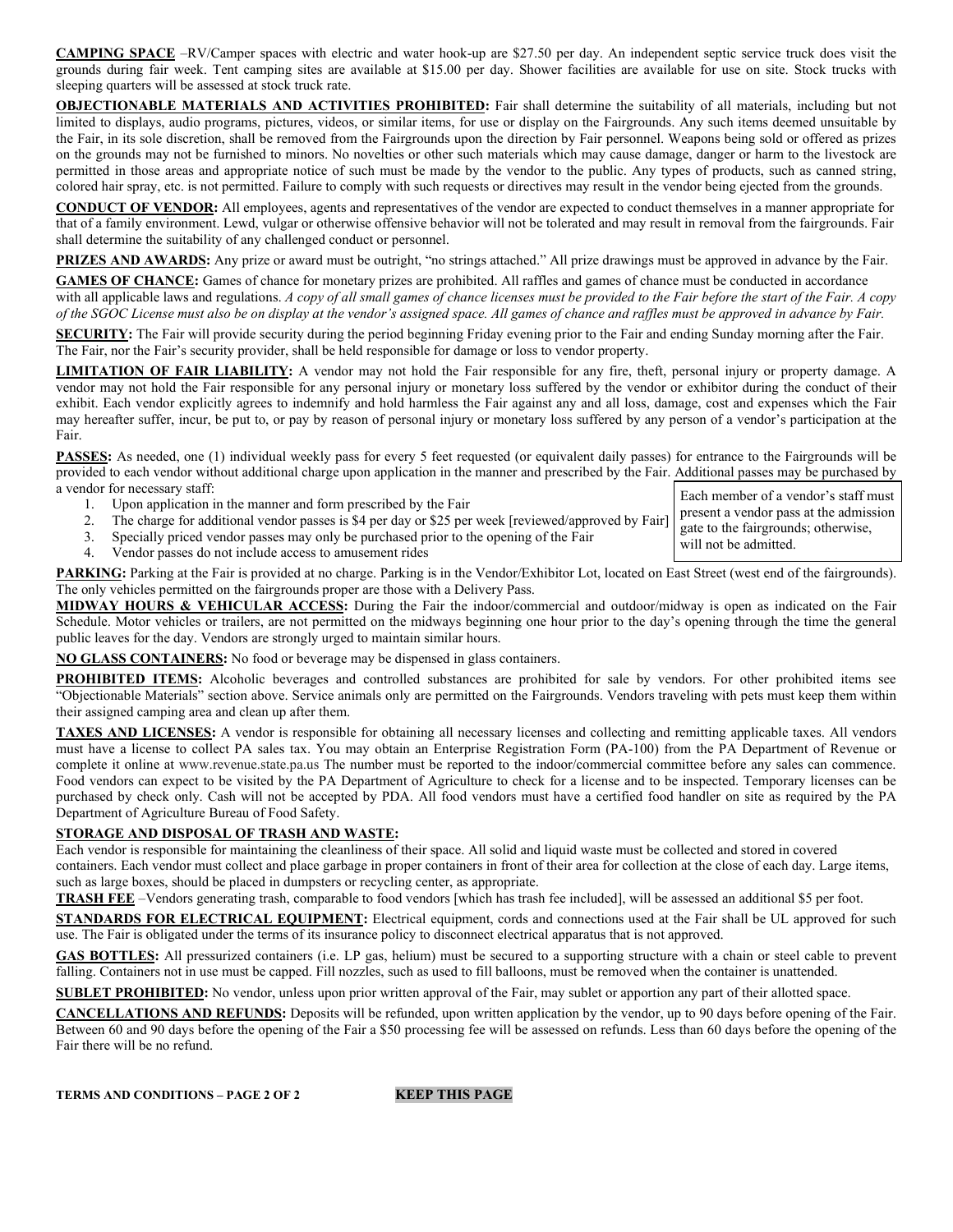**CAMPING SPACE** –RV/Camper spaces with electric and water hook-up are $27.50 per day. An independent septic service truck does visit the grounds during fair week. Tent camping sites are available at $15.00 per day. Shower facilities are available for use on site. Stock trucks with sleeping quarters will be assessed at stock truck rate.

**OBJECTIONABLE MATERIALS AND ACTIVITIES PROHIBITED:** Fair shall determine the suitability of all materials, including but not limited to displays, audio programs, pictures, videos, or similar items, for use or display on the Fairgrounds. Any such items deemed unsuitable by the Fair, in its sole discretion, shall be removed from the Fairgrounds upon the direction by Fair personnel. Weapons being sold or offered as prizes on the grounds may not be furnished to minors. No novelties or other such materials which may cause damage, danger or harm to the livestock are permitted in those areas and appropriate notice of such must be made by the vendor to the public. Any types of products, such as canned string, colored hair spray, etc. is not permitted. Failure to comply with such requests or directives may result in the vendor being ejected from the grounds.

**CONDUCT OF VENDOR:** All employees, agents and representatives of the vendor are expected to conduct themselves in a manner appropriate for that of a family environment. Lewd, vulgar or otherwise offensive behavior will not be tolerated and may result in removal from the fairgrounds. Fair shall determine the suitability of any challenged conduct or personnel.

**PRIZES AND AWARDS:** Any prize or award must be outright, "no strings attached." All prize drawings must be approved in advance by the Fair.

**GAMES OF CHANCE:** Games of chance for monetary prizes are prohibited. All raffles and games of chance must be conducted in accordance with all applicable laws and regulations. *A copy of all small games of chance licenses must be provided to the Fair before the start of the Fair. A copy of the SGOC License must also be on display at the vendor's assigned space. All games of chance and raffles must be approved in advance by Fair.*

**SECURITY:** The Fair will provide security during the period beginning Friday evening prior to the Fair and ending Sunday morning after the Fair. The Fair, nor the Fair's security provider, shall be held responsible for damage or loss to vendor property.

**LIMITATION OF FAIR LIABILITY:** A vendor may not hold the Fair responsible for any fire, theft, personal injury or property damage. A vendor may not hold the Fair responsible for any personal injury or monetary loss suffered by the vendor or exhibitor during the conduct of their exhibit. Each vendor explicitly agrees to indemnify and hold harmless the Fair against any and all loss, damage, cost and expenses which the Fair may hereafter suffer, incur, be put to, or pay by reason of personal injury or monetary loss suffered by any person of a vendor's participation at the Fair.

**PASSES:** As needed, one (1) individual weekly pass for every 5 feet requested (or equivalent daily passes) for entrance to the Fairgrounds will be provided to each vendor without additional charge upon application in the manner and prescribed by the Fair. Additional passes may be purchased by a vendor for necessary staff:

1. Upon application in the manner and form prescribed by the Fair
2. The charge for additional vendor passes is $4 per day or $25 per week [reviewed/approved by Fair]
3. Specially priced vendor passes may only be purchased prior to the opening of the Fair
4. Vendor passes do not include access to amusement rides

Each member of a vendor's staff must present a vendor pass at the admission gate to the fairgrounds; otherwise, will not be admitted.

**PARKING:** Parking at the Fair is provided at no charge. Parking is in the Vendor/Exhibitor Lot, located on East Street (west end of the fairgrounds). The only vehicles permitted on the fairgrounds proper are those with a Delivery Pass.

**MIDWAY HOURS & VEHICULAR ACCESS:** During the Fair the indoor/commercial and outdoor/midway is open as indicated on the Fair Schedule. Motor vehicles or trailers, are not permitted on the midways beginning one hour prior to the day's opening through the time the general public leaves for the day. Vendors are strongly urged to maintain similar hours.

**NO GLASS CONTAINERS:** No food or beverage may be dispensed in glass containers.

**PROHIBITED ITEMS:** Alcoholic beverages and controlled substances are prohibited for sale by vendors. For other prohibited items see "Objectionable Materials" section above. Service animals only are permitted on the Fairgrounds. Vendors traveling with pets must keep them within their assigned camping area and clean up after them.

**TAXES AND LICENSES:** A vendor is responsible for obtaining all necessary licenses and collecting and remitting applicable taxes. All vendors must have a license to collect PA sales tax. You may obtain an Enterprise Registration Form (PA-100) from the PA Department of Revenue or complete it online at www.revenue.state.pa.us The number must be reported to the indoor/commercial committee before any sales can commence. Food vendors can expect to be visited by the PA Department of Agriculture to check for a license and to be inspected. Temporary licenses can be purchased by check only. Cash will not be accepted by PDA. All food vendors must have a certified food handler on site as required by the PA Department of Agriculture Bureau of Food Safety.

**STORAGE AND DISPOSAL OF TRASH AND WASTE:**

Each vendor is responsible for maintaining the cleanliness of their space. All solid and liquid waste must be collected and stored in covered containers. Each vendor must collect and place garbage in proper containers in front of their area for collection at the close of each day. Large items, such as large boxes, should be placed in dumpsters or recycling center, as appropriate.

**TRASH FEE** –Vendors generating trash, comparable to food vendors [which has trash fee included], will be assessed an additional $5 per foot.

**STANDARDS FOR ELECTRICAL EQUIPMENT:** Electrical equipment, cords and connections used at the Fair shall be UL approved for such use. The Fair is obligated under the terms of its insurance policy to disconnect electrical apparatus that is not approved.

**GAS BOTTLES:** All pressurized containers (i.e. LP gas, helium) must be secured to a supporting structure with a chain or steel cable to prevent falling. Containers not in use must be capped. Fill nozzles, such as used to fill balloons, must be removed when the container is unattended.

**SUBLET PROHIBITED:** No vendor, unless upon prior written approval of the Fair, may sublet or apportion any part of their allotted space.

**CANCELLATIONS AND REFUNDS:** Deposits will be refunded, upon written application by the vendor, up to 90 days before opening of the Fair. Between 60 and 90 days before the opening of the Fair a $50 processing fee will be assessed on refunds. Less than 60 days before the opening of the Fair there will be no refund.

**TERMS AND CONDITIONS – PAGE 2 OF 2** **KEEP THIS PAGE**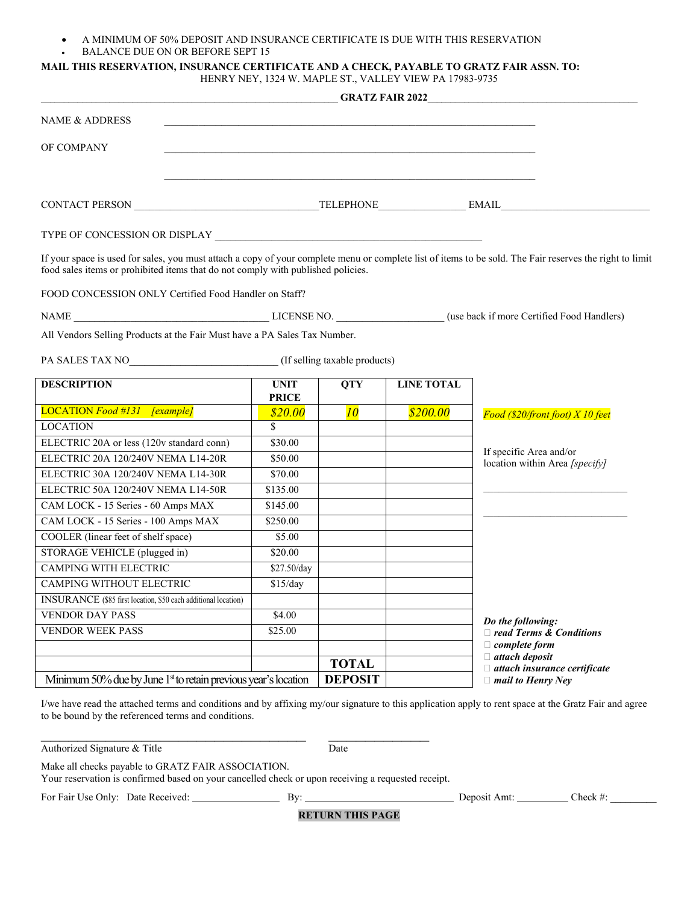- A MINIMUM OF 50% DEPOSIT AND INSURANCE CERTIFICATE IS DUE WITH THIS RESERVATION
- BALANCE DUE ON OR BEFORE SEPT 15

**MAIL THIS RESERVATION, INSURANCE CERTIFICATE AND A CHECK, PAYABLE TO GRATZ FAIR ASSN. TO:**
HENRY NEY, 1324 W. MAPLE ST., VALLEY VIEW PA 17983-9735

**GRATZ FAIR 2022**

NAME & ADDRESS ______________________________

OF COMPANY ______________________________

______________________________

CONTACT PERSON ______________________ TELEPHONE ______________ EMAIL ______________________

TYPE OF CONCESSION OR DISPLAY ______________________________

If your space is used for sales, you must attach a copy of your complete menu or complete list of items to be sold. The Fair reserves the right to limit food sales items or prohibited items that do not comply with published policies.

FOOD CONCESSION ONLY Certified Food Handler on Staff?

NAME ______________________ LICENSE NO. ______________ (use back if more Certified Food Handlers)

All Vendors Selling Products at the Fair Must have a PA Sales Tax Number.

PA SALES TAX NO______________________ (If selling taxable products)

| DESCRIPTION | UNIT PRICE | QTY | LINE TOTAL | |
|---|---|---|---|---|
| LOCATION *Food #131* *[example]* | *$20.00* | *10* | *$200.00* | *Food ($20/front foot) X 10 feet* |
| LOCATION | $ | | | |
| ELECTRIC 20A or less (120v standard conn) | $30.00 | | | If specific Area and/or location within Area *[specify]* |
| ELECTRIC 20A 120/240V NEMA L14-20R | $50.00 | | | |
| ELECTRIC 30A 120/240V NEMA L14-30R | $70.00 | | | ______________ |
| ELECTRIC 50A 120/240V NEMA L14-50R | $135.00 | | | |
| CAM LOCK - 15 Series - 60 Amps MAX | $145.00 | | | ______________ |
| CAM LOCK - 15 Series - 100 Amps MAX | $250.00 | | | |
| COOLER (linear feet of shelf space) | $5.00 | | | |
| STORAGE VEHICLE (plugged in) | $20.00 | | | |
| CAMPING WITH ELECTRIC | $27.50/day | | | |
| CAMPING WITHOUT ELECTRIC | $15/day | | | |
| INSURANCE ($85 first location, $50 each additional location) | | | | |
| VENDOR DAY PASS | $4.00 | | | ***Do the following:*** |
| VENDOR WEEK PASS | $25.00 | | | ☐ ***read Terms & Conditions*** |
| | | | | ☐ ***complete form*** |
| | | **TOTAL** | | ☐ ***attach deposit*** ☐ ***attach insurance certificate*** |
| Minimum 50% due by June 1st to retain previous year's location | | **DEPOSIT** | | ☐ ***mail to Henry Ney*** |

I/we have read the attached terms and conditions and by affixing my/our signature to this application apply to rent space at the Gratz Fair and agree to be bound by the referenced terms and conditions.

______________________________ ______________

Authorized Signature & Title Date

Make all checks payable to GRATZ FAIR ASSOCIATION.
Your reservation is confirmed based on your cancelled check or upon receiving a requested receipt.

For Fair Use Only: Date Received: ______________ By: ______________________ Deposit Amt: __________ Check #: __________

**RETURN THIS PAGE**